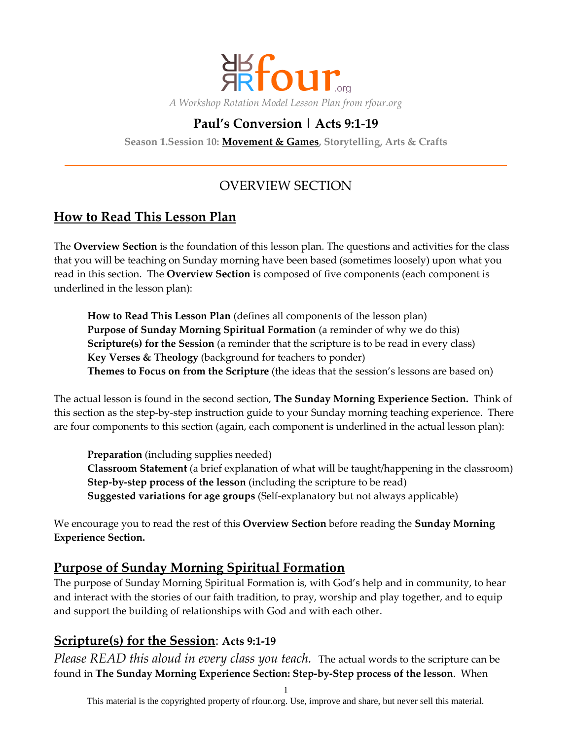rfour.org

*A Workshop Rotation Model Lesson Plan from rfour.org*

# Paul's Conversion | Acts 9:1-19

**Season 1.Session 10: Movement & Games, Storytelling, Arts & Crafts**

---

## OVERVIEW SECTION

## How to Read This Lesson Plan

The **Overview Section** is the foundation of this lesson plan. The questions and activities for the class that you will be teaching on Sunday morning have been based (sometimes loosely) upon what you read in this section. The **Overview Section i**s composed of five components (each component is underlined in the lesson plan):

> **How to Read This Lesson Plan** (defines all components of the lesson plan)
> **Purpose of Sunday Morning Spiritual Formation** (a reminder of why we do this)
> **Scripture(s) for the Session** (a reminder that the scripture is to be read in every class)
> **Key Verses & Theology** (background for teachers to ponder)
> **Themes to Focus on from the Scripture** (the ideas that the session's lessons are based on)

The actual lesson is found in the second section, **The Sunday Morning Experience Section.** Think of this section as the step-by-step instruction guide to your Sunday morning teaching experience. There are four components to this section (again, each component is underlined in the actual lesson plan):

> **Preparation** (including supplies needed)
> **Classroom Statement** (a brief explanation of what will be taught/happening in the classroom)
> **Step-by-step process of the lesson** (including the scripture to be read)
> **Suggested variations for age groups** (Self-explanatory but not always applicable)

We encourage you to read the rest of this **Overview Section** before reading the **Sunday Morning Experience Section.**

## Purpose of Sunday Morning Spiritual Formation

The purpose of Sunday Morning Spiritual Formation is, with God's help and in community, to hear and interact with the stories of our faith tradition, to pray, worship and play together, and to equip and support the building of relationships with God and with each other.

## Scripture(s) for the Session: Acts 9:1-19

*Please READ this aloud in every class you teach.* The actual words to the scripture can be found in **The Sunday Morning Experience Section: Step-by-Step process of the lesson**. When

This material is the copyrighted property of rfour.org. Use, improve and share, but never sell this material.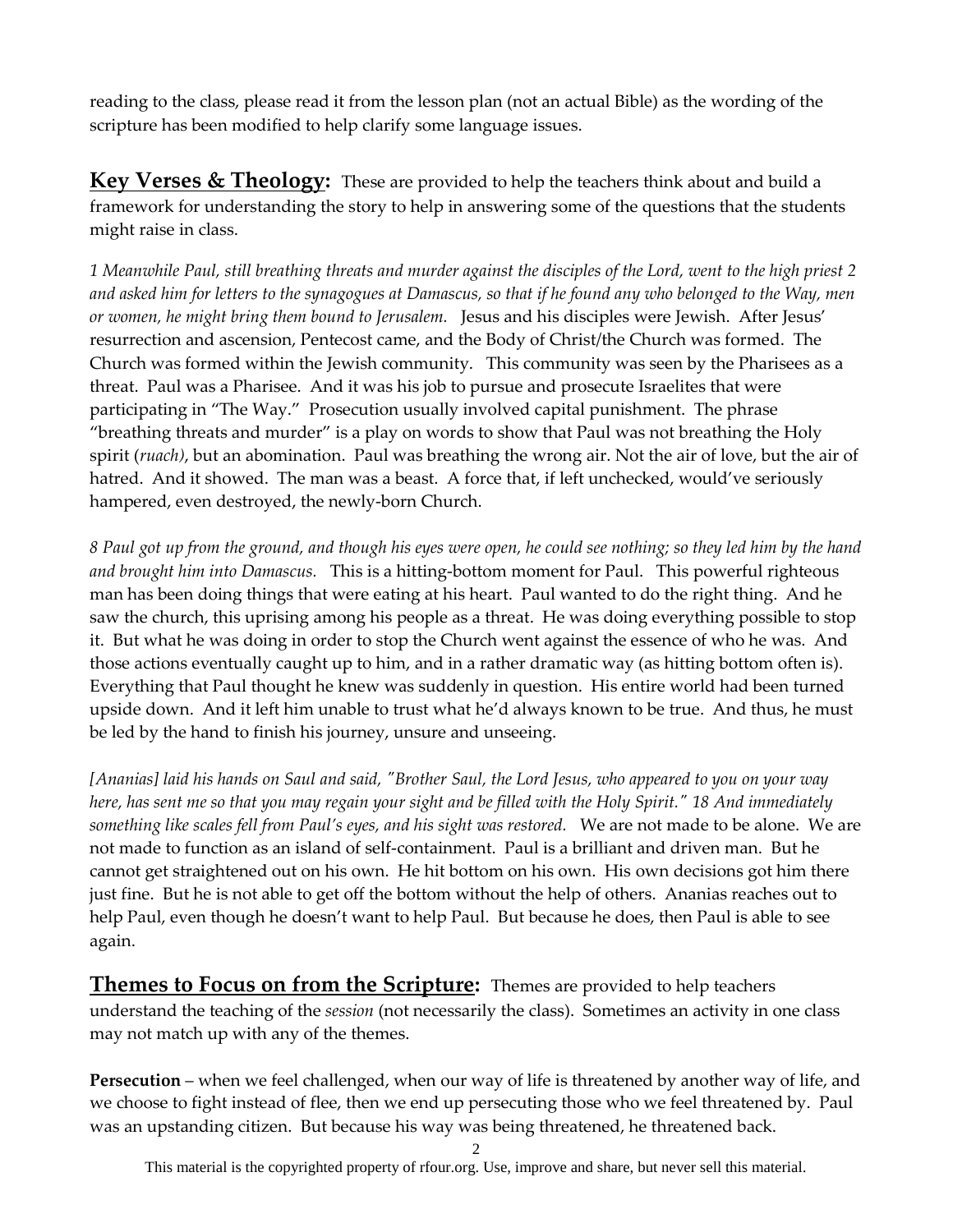reading to the class, please read it from the lesson plan (not an actual Bible) as the wording of the scripture has been modified to help clarify some language issues.

## Key Verses & Theology:

These are provided to help the teachers think about and build a framework for understanding the story to help in answering some of the questions that the students might raise in class.

*1 Meanwhile Paul, still breathing threats and murder against the disciples of the Lord, went to the high priest 2 and asked him for letters to the synagogues at Damascus, so that if he found any who belonged to the Way, men or women, he might bring them bound to Jerusalem.* Jesus and his disciples were Jewish. After Jesus' resurrection and ascension, Pentecost came, and the Body of Christ/the Church was formed. The Church was formed within the Jewish community. This community was seen by the Pharisees as a threat. Paul was a Pharisee. And it was his job to pursue and prosecute Israelites that were participating in "The Way." Prosecution usually involved capital punishment. The phrase "breathing threats and murder" is a play on words to show that Paul was not breathing the Holy spirit (*ruach)*, but an abomination. Paul was breathing the wrong air. Not the air of love, but the air of hatred. And it showed. The man was a beast. A force that, if left unchecked, would've seriously hampered, even destroyed, the newly-born Church.

*8 Paul got up from the ground, and though his eyes were open, he could see nothing; so they led him by the hand and brought him into Damascus.* This is a hitting-bottom moment for Paul. This powerful righteous man has been doing things that were eating at his heart. Paul wanted to do the right thing. And he saw the church, this uprising among his people as a threat. He was doing everything possible to stop it. But what he was doing in order to stop the Church went against the essence of who he was. And those actions eventually caught up to him, and in a rather dramatic way (as hitting bottom often is). Everything that Paul thought he knew was suddenly in question. His entire world had been turned upside down. And it left him unable to trust what he'd always known to be true. And thus, he must be led by the hand to finish his journey, unsure and unseeing.

*[Ananias] laid his hands on Saul and said, "Brother Saul, the Lord Jesus, who appeared to you on your way here, has sent me so that you may regain your sight and be filled with the Holy Spirit." 18 And immediately something like scales fell from Paul's eyes, and his sight was restored.* We are not made to be alone. We are not made to function as an island of self-containment. Paul is a brilliant and driven man. But he cannot get straightened out on his own. He hit bottom on his own. His own decisions got him there just fine. But he is not able to get off the bottom without the help of others. Ananias reaches out to help Paul, even though he doesn't want to help Paul. But because he does, then Paul is able to see again.

## Themes to Focus on from the Scripture:

Themes are provided to help teachers understand the teaching of the *session* (not necessarily the class). Sometimes an activity in one class may not match up with any of the themes.

**Persecution** – when we feel challenged, when our way of life is threatened by another way of life, and we choose to fight instead of flee, then we end up persecuting those who we feel threatened by. Paul was an upstanding citizen. But because his way was being threatened, he threatened back.

This material is the copyrighted property of rfour.org. Use, improve and share, but never sell this material.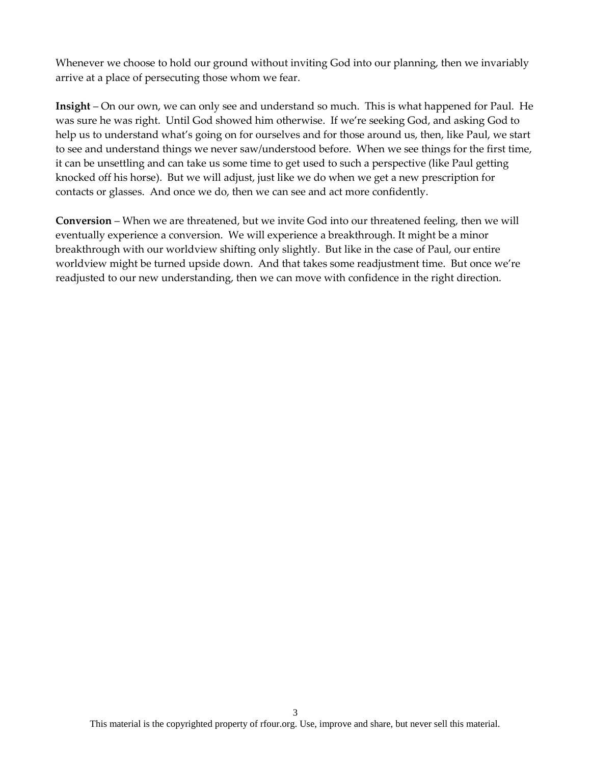Whenever we choose to hold our ground without inviting God into our planning, then we invariably arrive at a place of persecuting those whom we fear.

**Insight** – On our own, we can only see and understand so much. This is what happened for Paul. He was sure he was right. Until God showed him otherwise. If we're seeking God, and asking God to help us to understand what's going on for ourselves and for those around us, then, like Paul, we start to see and understand things we never saw/understood before. When we see things for the first time, it can be unsettling and can take us some time to get used to such a perspective (like Paul getting knocked off his horse). But we will adjust, just like we do when we get a new prescription for contacts or glasses. And once we do, then we can see and act more confidently.

**Conversion** – When we are threatened, but we invite God into our threatened feeling, then we will eventually experience a conversion. We will experience a breakthrough. It might be a minor breakthrough with our worldview shifting only slightly. But like in the case of Paul, our entire worldview might be turned upside down. And that takes some readjustment time. But once we're readjusted to our new understanding, then we can move with confidence in the right direction.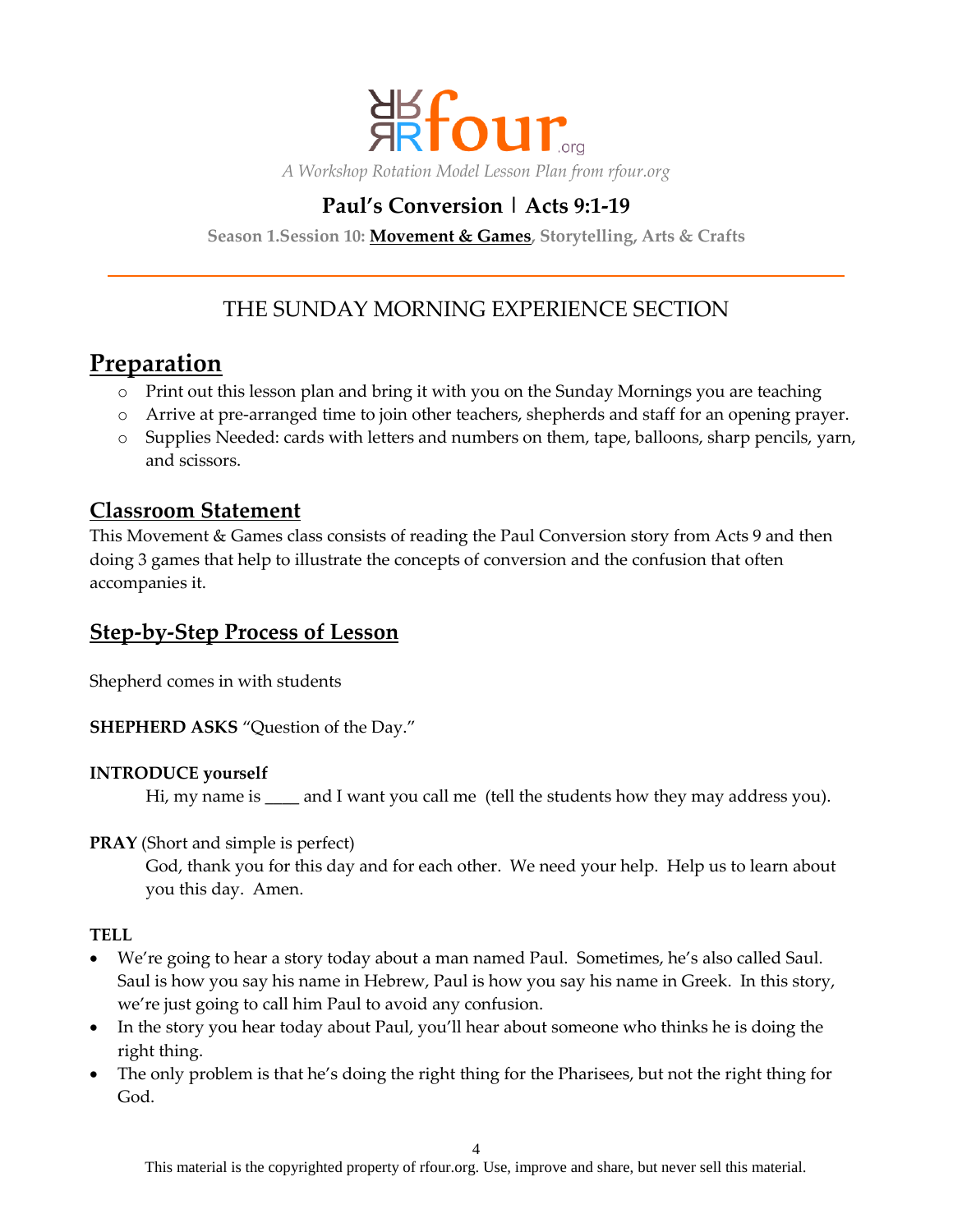A Workshop Rotation Model Lesson Plan from rfour.org

# Paul's Conversion | Acts 9:1-19

**Season 1.Session 10: Movement & Games, Storytelling, Arts & Crafts**

## THE SUNDAY MORNING EXPERIENCE SECTION

# Preparation

- Print out this lesson plan and bring it with you on the Sunday Mornings you are teaching
- Arrive at pre-arranged time to join other teachers, shepherds and staff for an opening prayer.
- Supplies Needed: cards with letters and numbers on them, tape, balloons, sharp pencils, yarn, and scissors.

## Classroom Statement

This Movement & Games class consists of reading the Paul Conversion story from Acts 9 and then doing 3 games that help to illustrate the concepts of conversion and the confusion that often accompanies it.

## Step-by-Step Process of Lesson

Shepherd comes in with students

**SHEPHERD ASKS** "Question of the Day."

**INTRODUCE yourself**

Hi, my name is ____ and I want you call me (tell the students how they may address you).

**PRAY** (Short and simple is perfect)

God, thank you for this day and for each other. We need your help. Help us to learn about you this day. Amen.

**TELL**

- We're going to hear a story today about a man named Paul. Sometimes, he's also called Saul. Saul is how you say his name in Hebrew, Paul is how you say his name in Greek. In this story, we're just going to call him Paul to avoid any confusion.
- In the story you hear today about Paul, you'll hear about someone who thinks he is doing the right thing.
- The only problem is that he's doing the right thing for the Pharisees, but not the right thing for God.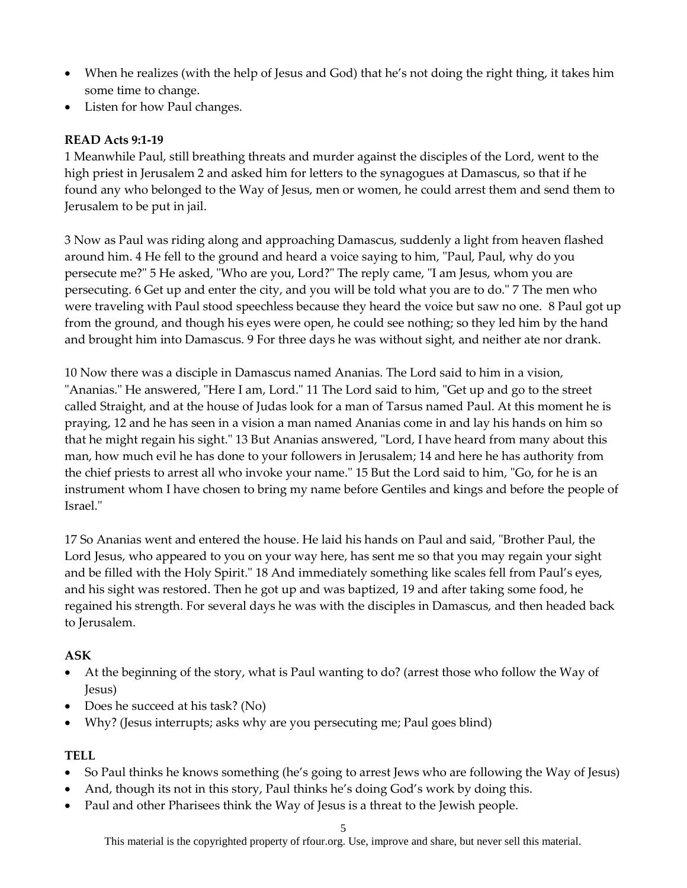- When he realizes (with the help of Jesus and God) that he's not doing the right thing, it takes him some time to change.
- Listen for how Paul changes.

**READ Acts 9:1-19**

1 Meanwhile Paul, still breathing threats and murder against the disciples of the Lord, went to the high priest in Jerusalem 2 and asked him for letters to the synagogues at Damascus, so that if he found any who belonged to the Way of Jesus, men or women, he could arrest them and send them to Jerusalem to be put in jail.

3 Now as Paul was riding along and approaching Damascus, suddenly a light from heaven flashed around him. 4 He fell to the ground and heard a voice saying to him, "Paul, Paul, why do you persecute me?" 5 He asked, "Who are you, Lord?" The reply came, "I am Jesus, whom you are persecuting. 6 Get up and enter the city, and you will be told what you are to do." 7 The men who were traveling with Paul stood speechless because they heard the voice but saw no one. 8 Paul got up from the ground, and though his eyes were open, he could see nothing; so they led him by the hand and brought him into Damascus. 9 For three days he was without sight, and neither ate nor drank.

10 Now there was a disciple in Damascus named Ananias. The Lord said to him in a vision, "Ananias." He answered, "Here I am, Lord." 11 The Lord said to him, "Get up and go to the street called Straight, and at the house of Judas look for a man of Tarsus named Paul. At this moment he is praying, 12 and he has seen in a vision a man named Ananias come in and lay his hands on him so that he might regain his sight." 13 But Ananias answered, "Lord, I have heard from many about this man, how much evil he has done to your followers in Jerusalem; 14 and here he has authority from the chief priests to arrest all who invoke your name." 15 But the Lord said to him, "Go, for he is an instrument whom I have chosen to bring my name before Gentiles and kings and before the people of Israel."

17 So Ananias went and entered the house. He laid his hands on Paul and said, "Brother Paul, the Lord Jesus, who appeared to you on your way here, has sent me so that you may regain your sight and be filled with the Holy Spirit." 18 And immediately something like scales fell from Paul's eyes, and his sight was restored. Then he got up and was baptized, 19 and after taking some food, he regained his strength. For several days he was with the disciples in Damascus, and then headed back to Jerusalem.

**ASK**

- At the beginning of the story, what is Paul wanting to do? (arrest those who follow the Way of Jesus)
- Does he succeed at his task? (No)
- Why? (Jesus interrupts; asks why are you persecuting me; Paul goes blind)

**TELL**

- So Paul thinks he knows something (he's going to arrest Jews who are following the Way of Jesus)
- And, though its not in this story, Paul thinks he's doing God's work by doing this.
- Paul and other Pharisees think the Way of Jesus is a threat to the Jewish people.

This material is the copyrighted property of rfour.org. Use, improve and share, but never sell this material.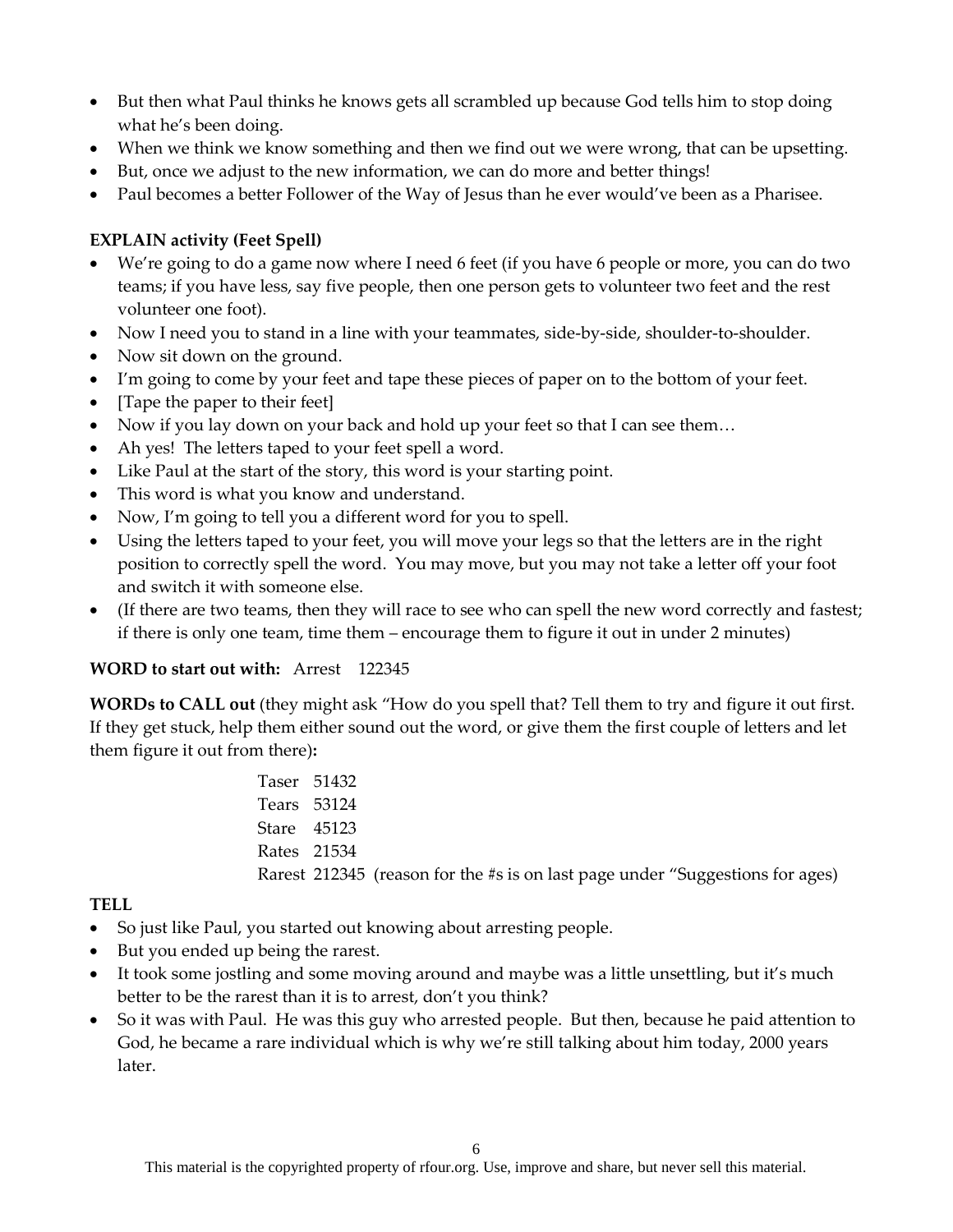- But then what Paul thinks he knows gets all scrambled up because God tells him to stop doing what he's been doing.
- When we think we know something and then we find out we were wrong, that can be upsetting.
- But, once we adjust to the new information, we can do more and better things!
- Paul becomes a better Follower of the Way of Jesus than he ever would've been as a Pharisee.

**EXPLAIN activity (Feet Spell)**

- We're going to do a game now where I need 6 feet (if you have 6 people or more, you can do two teams; if you have less, say five people, then one person gets to volunteer two feet and the rest volunteer one foot).
- Now I need you to stand in a line with your teammates, side-by-side, shoulder-to-shoulder.
- Now sit down on the ground.
- I'm going to come by your feet and tape these pieces of paper on to the bottom of your feet.
- [Tape the paper to their feet]
- Now if you lay down on your back and hold up your feet so that I can see them…
- Ah yes! The letters taped to your feet spell a word.
- Like Paul at the start of the story, this word is your starting point.
- This word is what you know and understand.
- Now, I'm going to tell you a different word for you to spell.
- Using the letters taped to your feet, you will move your legs so that the letters are in the right position to correctly spell the word. You may move, but you may not take a letter off your foot and switch it with someone else.
- (If there are two teams, then they will race to see who can spell the new word correctly and fastest; if there is only one team, time them – encourage them to figure it out in under 2 minutes)

**WORD to start out with:** Arrest 122345

**WORDs to CALL out** (they might ask "How do you spell that? Tell them to try and figure it out first. If they get stuck, help them either sound out the word, or give them the first couple of letters and let them figure it out from there)**:**

Taser 51432
Tears 53124
Stare 45123
Rates 21534
Rarest 212345 (reason for the #s is on last page under "Suggestions for ages)

**TELL**

- So just like Paul, you started out knowing about arresting people.
- But you ended up being the rarest.
- It took some jostling and some moving around and maybe was a little unsettling, but it's much better to be the rarest than it is to arrest, don't you think?
- So it was with Paul. He was this guy who arrested people. But then, because he paid attention to God, he became a rare individual which is why we're still talking about him today, 2000 years later.

This material is the copyrighted property of rfour.org. Use, improve and share, but never sell this material.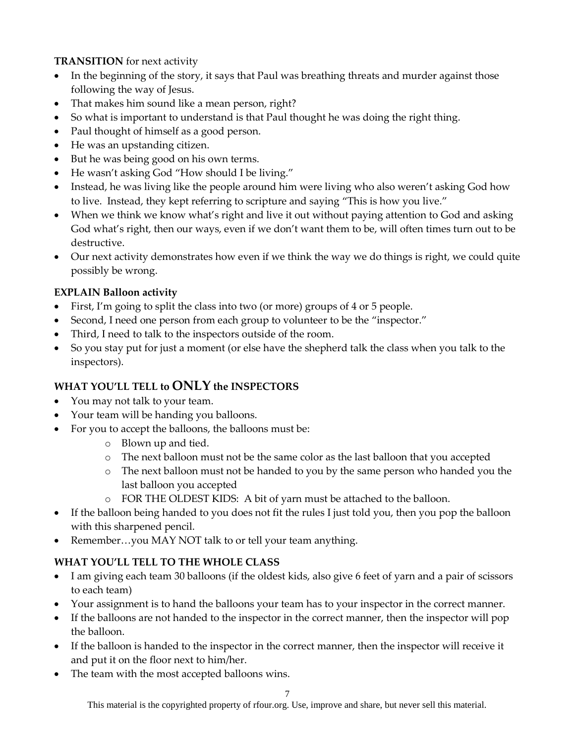**TRANSITION** for next activity

- In the beginning of the story, it says that Paul was breathing threats and murder against those following the way of Jesus.
- That makes him sound like a mean person, right?
- So what is important to understand is that Paul thought he was doing the right thing.
- Paul thought of himself as a good person.
- He was an upstanding citizen.
- But he was being good on his own terms.
- He wasn't asking God "How should I be living."
- Instead, he was living like the people around him were living who also weren't asking God how to live. Instead, they kept referring to scripture and saying "This is how you live."
- When we think we know what's right and live it out without paying attention to God and asking God what's right, then our ways, even if we don't want them to be, will often times turn out to be destructive.
- Our next activity demonstrates how even if we think the way we do things is right, we could quite possibly be wrong.

**EXPLAIN Balloon activity**

- First, I'm going to split the class into two (or more) groups of 4 or 5 people.
- Second, I need one person from each group to volunteer to be the "inspector."
- Third, I need to talk to the inspectors outside of the room.
- So you stay put for just a moment (or else have the shepherd talk the class when you talk to the inspectors).

**WHAT YOU'LL TELL to ONLY the INSPECTORS**

- You may not talk to your team.
- Your team will be handing you balloons.
- For you to accept the balloons, the balloons must be:
  - Blown up and tied.
  - The next balloon must not be the same color as the last balloon that you accepted
  - The next balloon must not be handed to you by the same person who handed you the last balloon you accepted
  - FOR THE OLDEST KIDS: A bit of yarn must be attached to the balloon.
- If the balloon being handed to you does not fit the rules I just told you, then you pop the balloon with this sharpened pencil.
- Remember…you MAY NOT talk to or tell your team anything.

**WHAT YOU'LL TELL TO THE WHOLE CLASS**

- I am giving each team 30 balloons (if the oldest kids, also give 6 feet of yarn and a pair of scissors to each team)
- Your assignment is to hand the balloons your team has to your inspector in the correct manner.
- If the balloons are not handed to the inspector in the correct manner, then the inspector will pop the balloon.
- If the balloon is handed to the inspector in the correct manner, then the inspector will receive it and put it on the floor next to him/her.
- The team with the most accepted balloons wins.

This material is the copyrighted property of rfour.org. Use, improve and share, but never sell this material.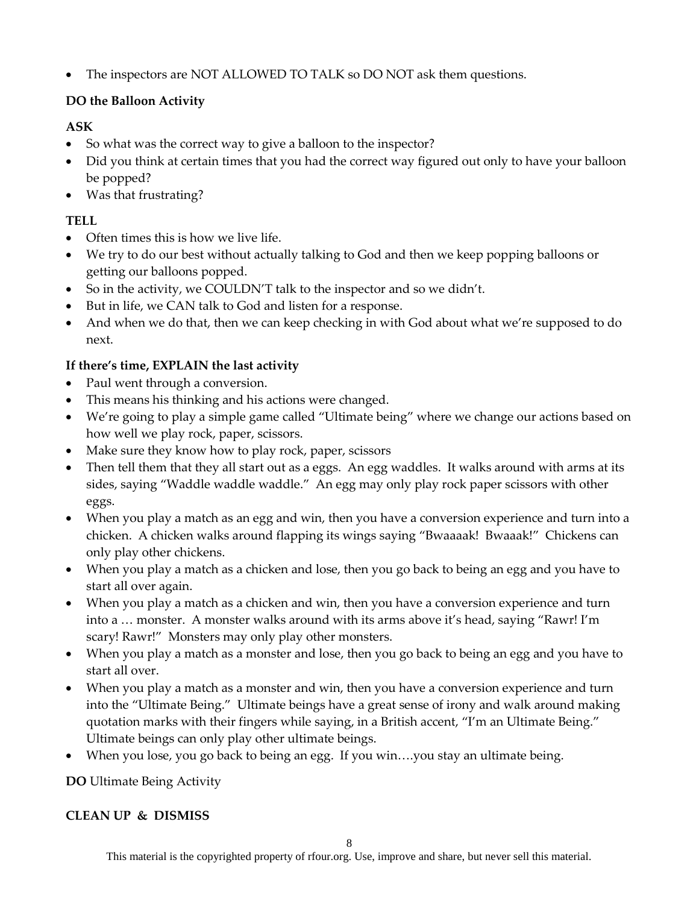- The inspectors are NOT ALLOWED TO TALK so DO NOT ask them questions.

**DO the Balloon Activity**

**ASK**

- So what was the correct way to give a balloon to the inspector?
- Did you think at certain times that you had the correct way figured out only to have your balloon be popped?
- Was that frustrating?

**TELL**

- Often times this is how we live life.
- We try to do our best without actually talking to God and then we keep popping balloons or getting our balloons popped.
- So in the activity, we COULDN'T talk to the inspector and so we didn't.
- But in life, we CAN talk to God and listen for a response.
- And when we do that, then we can keep checking in with God about what we're supposed to do next.

**If there's time, EXPLAIN the last activity**

- Paul went through a conversion.
- This means his thinking and his actions were changed.
- We're going to play a simple game called "Ultimate being" where we change our actions based on how well we play rock, paper, scissors.
- Make sure they know how to play rock, paper, scissors
- Then tell them that they all start out as a eggs. An egg waddles. It walks around with arms at its sides, saying "Waddle waddle waddle." An egg may only play rock paper scissors with other eggs.
- When you play a match as an egg and win, then you have a conversion experience and turn into a chicken. A chicken walks around flapping its wings saying "Bwaaaak! Bwaaak!" Chickens can only play other chickens.
- When you play a match as a chicken and lose, then you go back to being an egg and you have to start all over again.
- When you play a match as a chicken and win, then you have a conversion experience and turn into a … monster. A monster walks around with its arms above it's head, saying "Rawr! I'm scary! Rawr!" Monsters may only play other monsters.
- When you play a match as a monster and lose, then you go back to being an egg and you have to start all over.
- When you play a match as a monster and win, then you have a conversion experience and turn into the "Ultimate Being." Ultimate beings have a great sense of irony and walk around making quotation marks with their fingers while saying, in a British accent, "I'm an Ultimate Being." Ultimate beings can only play other ultimate beings.
- When you lose, you go back to being an egg. If you win….you stay an ultimate being.

**DO** Ultimate Being Activity

**CLEAN UP & DISMISS**

This material is the copyrighted property of rfour.org. Use, improve and share, but never sell this material.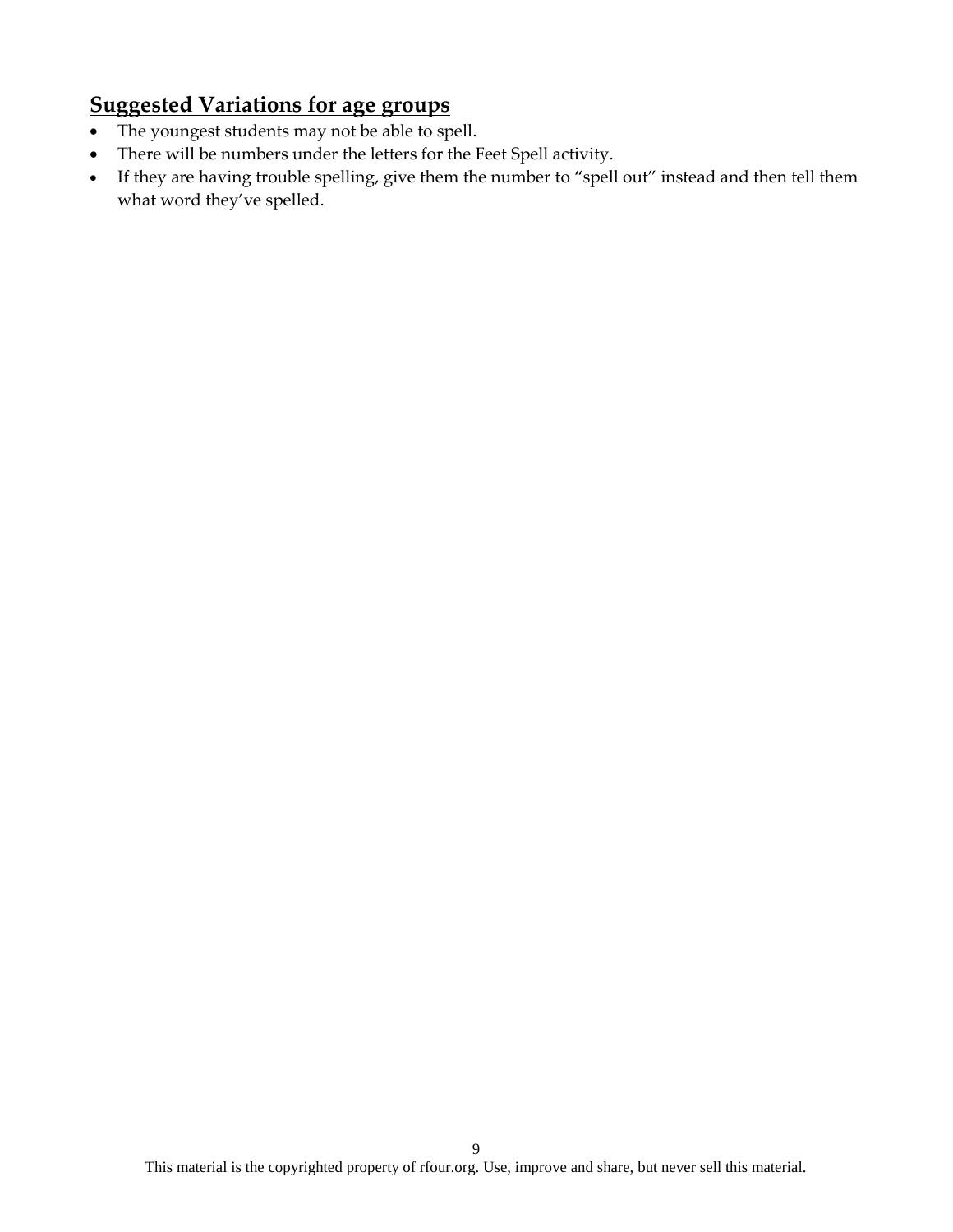## <u>Suggested Variations for age groups</u>

- The youngest students may not be able to spell.
- There will be numbers under the letters for the Feet Spell activity.
- If they are having trouble spelling, give them the number to "spell out" instead and then tell them what word they've spelled.